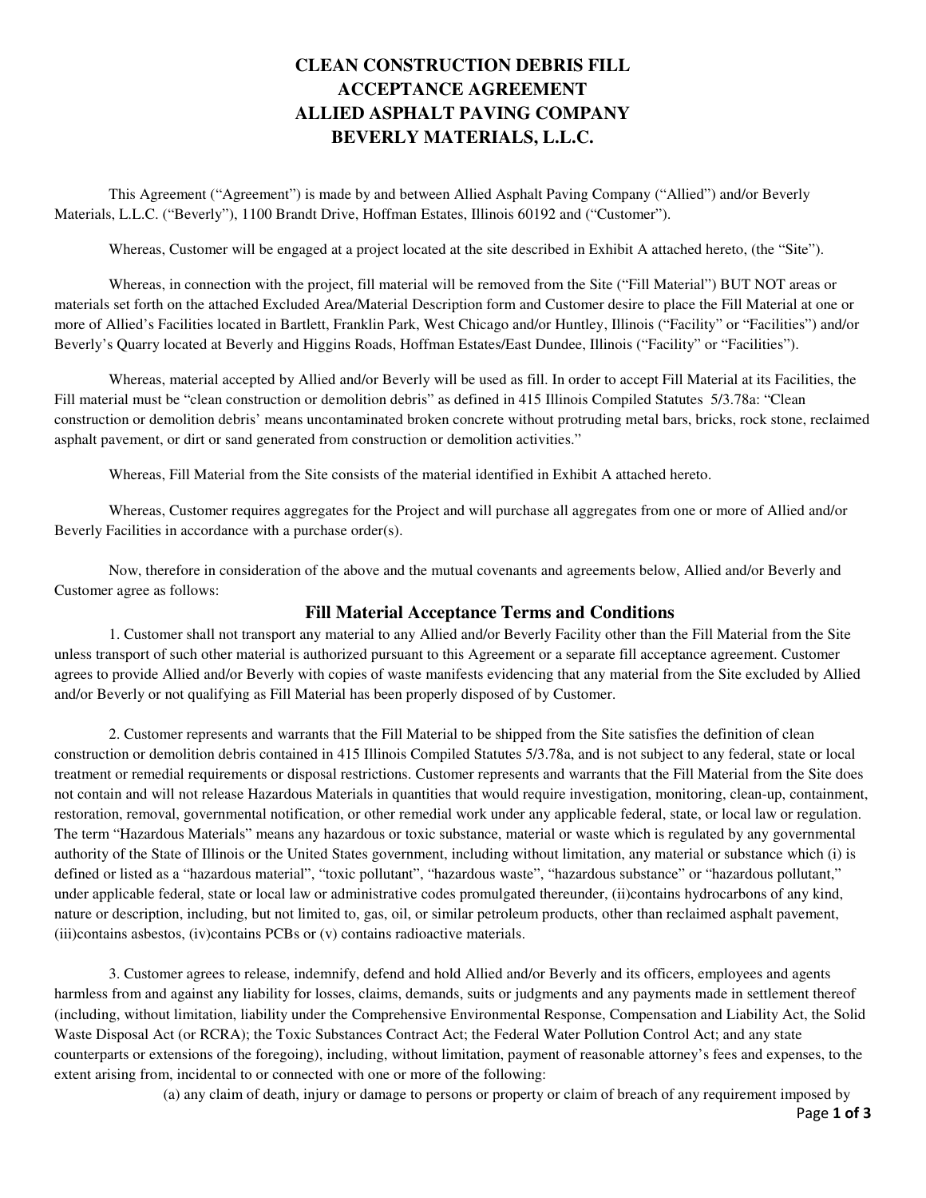# CLEAN CONSTRUCTION DEBRIS FILL ACCEPTANCE AGREEMENT ALLIED ASPHALT PAVING COMPANY BEVERLY MATERIALS, L.L.C.

This Agreement ("Agreement") is made by and between Allied Asphalt Paving Company ("Allied") and/or Beverly Materials, L.L.C. ("Beverly"), 1100 Brandt Drive, Hoffman Estates, Illinois 60192 and ("Customer").

Whereas, Customer will be engaged at a project located at the site described in Exhibit A attached hereto, (the "Site").

Whereas, in connection with the project, fill material will be removed from the Site ("Fill Material") BUT NOT areas or materials set forth on the attached Excluded Area/Material Description form and Customer desire to place the Fill Material at one or more of Allied's Facilities located in Bartlett, Franklin Park, West Chicago and/or Huntley, Illinois ("Facility" or "Facilities") and/or Beverly's Quarry located at Beverly and Higgins Roads, Hoffman Estates/East Dundee, Illinois ("Facility" or "Facilities").

Whereas, material accepted by Allied and/or Beverly will be used as fill. In order to accept Fill Material at its Facilities, the Fill material must be "clean construction or demolition debris" as defined in 415 Illinois Compiled Statutes 5/3.78a: "Clean construction or demolition debris' means uncontaminated broken concrete without protruding metal bars, bricks, rock stone, reclaimed asphalt pavement, or dirt or sand generated from construction or demolition activities."

Whereas, Fill Material from the Site consists of the material identified in Exhibit A attached hereto.

Whereas, Customer requires aggregates for the Project and will purchase all aggregates from one or more of Allied and/or Beverly Facilities in accordance with a purchase order(s).

Now, therefore in consideration of the above and the mutual covenants and agreements below, Allied and/or Beverly and Customer agree as follows:

## Fill Material Acceptance Terms and Conditions

1. Customer shall not transport any material to any Allied and/or Beverly Facility other than the Fill Material from the Site unless transport of such other material is authorized pursuant to this Agreement or a separate fill acceptance agreement. Customer agrees to provide Allied and/or Beverly with copies of waste manifests evidencing that any material from the Site excluded by Allied and/or Beverly or not qualifying as Fill Material has been properly disposed of by Customer.

2. Customer represents and warrants that the Fill Material to be shipped from the Site satisfies the definition of clean construction or demolition debris contained in 415 Illinois Compiled Statutes 5/3.78a, and is not subject to any federal, state or local treatment or remedial requirements or disposal restrictions. Customer represents and warrants that the Fill Material from the Site does not contain and will not release Hazardous Materials in quantities that would require investigation, monitoring, clean-up, containment, restoration, removal, governmental notification, or other remedial work under any applicable federal, state, or local law or regulation. The term "Hazardous Materials" means any hazardous or toxic substance, material or waste which is regulated by any governmental authority of the State of Illinois or the United States government, including without limitation, any material or substance which (i) is defined or listed as a "hazardous material", "toxic pollutant", "hazardous waste", "hazardous substance" or "hazardous pollutant," under applicable federal, state or local law or administrative codes promulgated thereunder, (ii)contains hydrocarbons of any kind, nature or description, including, but not limited to, gas, oil, or similar petroleum products, other than reclaimed asphalt pavement, (iii)contains asbestos, (iv)contains PCBs or (v) contains radioactive materials.

3. Customer agrees to release, indemnify, defend and hold Allied and/or Beverly and its officers, employees and agents harmless from and against any liability for losses, claims, demands, suits or judgments and any payments made in settlement thereof (including, without limitation, liability under the Comprehensive Environmental Response, Compensation and Liability Act, the Solid Waste Disposal Act (or RCRA); the Toxic Substances Contract Act; the Federal Water Pollution Control Act; and any state counterparts or extensions of the foregoing), including, without limitation, payment of reasonable attorney's fees and expenses, to the extent arising from, incidental to or connected with one or more of the following:

(a) any claim of death, injury or damage to persons or property or claim of breach of any requirement imposed by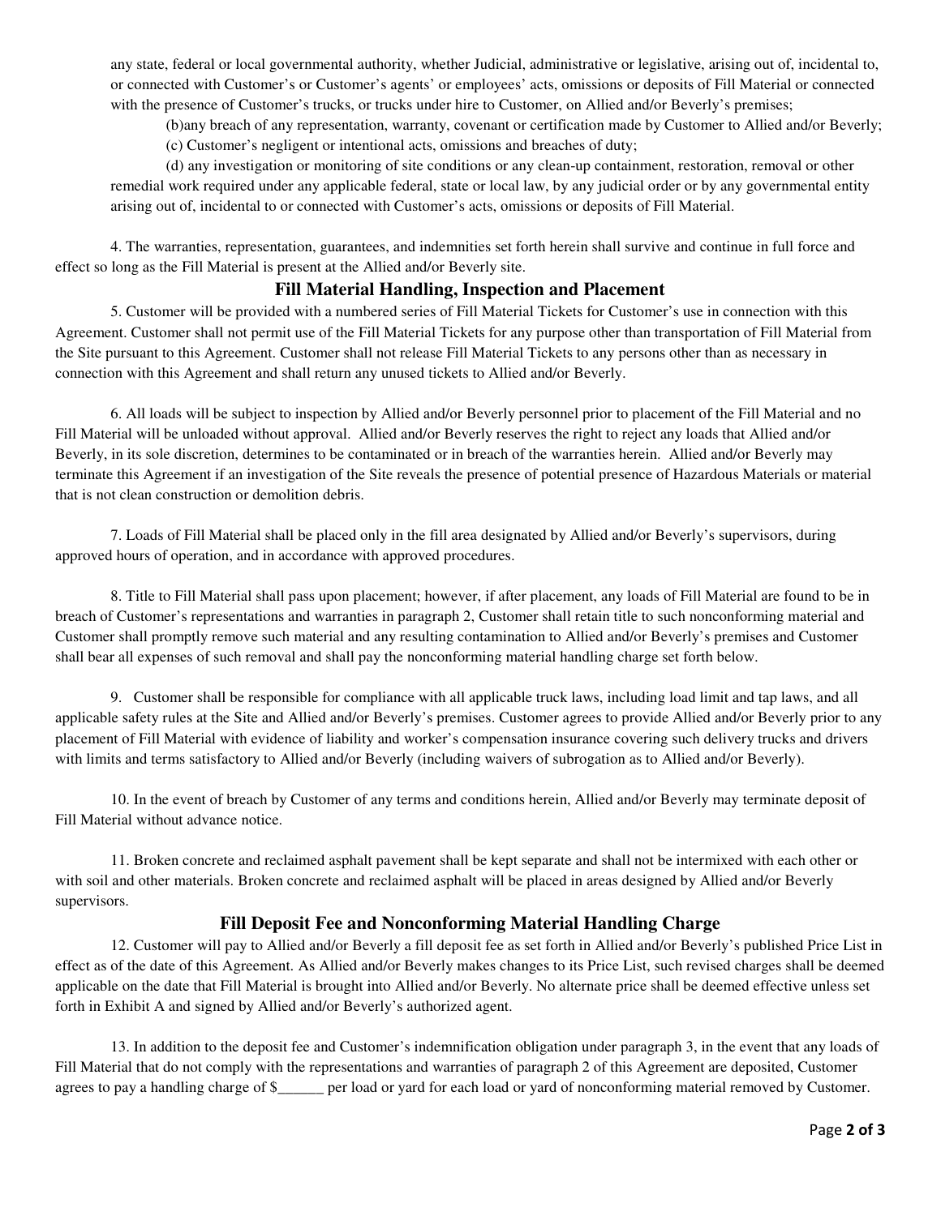any state, federal or local governmental authority, whether Judicial, administrative or legislative, arising out of, incidental to, or connected with Customer's or Customer's agents' or employees' acts, omissions or deposits of Fill Material or connected with the presence of Customer's trucks, or trucks under hire to Customer, on Allied and/or Beverly's premises;

(b)any breach of any representation, warranty, covenant or certification made by Customer to Allied and/or Beverly;

(c) Customer's negligent or intentional acts, omissions and breaches of duty;

(d) any investigation or monitoring of site conditions or any clean-up containment, restoration, removal or other remedial work required under any applicable federal, state or local law, by any judicial order or by any governmental entity arising out of, incidental to or connected with Customer's acts, omissions or deposits of Fill Material.

4. The warranties, representation, guarantees, and indemnities set forth herein shall survive and continue in full force and effect so long as the Fill Material is present at the Allied and/or Beverly site.

## Fill Material Handling, Inspection and Placement

5. Customer will be provided with a numbered series of Fill Material Tickets for Customer's use in connection with this Agreement. Customer shall not permit use of the Fill Material Tickets for any purpose other than transportation of Fill Material from the Site pursuant to this Agreement. Customer shall not release Fill Material Tickets to any persons other than as necessary in connection with this Agreement and shall return any unused tickets to Allied and/or Beverly.

6. All loads will be subject to inspection by Allied and/or Beverly personnel prior to placement of the Fill Material and no Fill Material will be unloaded without approval. Allied and/or Beverly reserves the right to reject any loads that Allied and/or Beverly, in its sole discretion, determines to be contaminated or in breach of the warranties herein. Allied and/or Beverly may terminate this Agreement if an investigation of the Site reveals the presence of potential presence of Hazardous Materials or material that is not clean construction or demolition debris.

7. Loads of Fill Material shall be placed only in the fill area designated by Allied and/or Beverly's supervisors, during approved hours of operation, and in accordance with approved procedures.

8. Title to Fill Material shall pass upon placement; however, if after placement, any loads of Fill Material are found to be in breach of Customer's representations and warranties in paragraph 2, Customer shall retain title to such nonconforming material and Customer shall promptly remove such material and any resulting contamination to Allied and/or Beverly's premises and Customer shall bear all expenses of such removal and shall pay the nonconforming material handling charge set forth below.

9. Customer shall be responsible for compliance with all applicable truck laws, including load limit and tap laws, and all applicable safety rules at the Site and Allied and/or Beverly's premises. Customer agrees to provide Allied and/or Beverly prior to any placement of Fill Material with evidence of liability and worker's compensation insurance covering such delivery trucks and drivers with limits and terms satisfactory to Allied and/or Beverly (including waivers of subrogation as to Allied and/or Beverly).

10. In the event of breach by Customer of any terms and conditions herein, Allied and/or Beverly may terminate deposit of Fill Material without advance notice.

11. Broken concrete and reclaimed asphalt pavement shall be kept separate and shall not be intermixed with each other or with soil and other materials. Broken concrete and reclaimed asphalt will be placed in areas designed by Allied and/or Beverly supervisors.

## Fill Deposit Fee and Nonconforming Material Handling Charge

12. Customer will pay to Allied and/or Beverly a fill deposit fee as set forth in Allied and/or Beverly's published Price List in effect as of the date of this Agreement. As Allied and/or Beverly makes changes to its Price List, such revised charges shall be deemed applicable on the date that Fill Material is brought into Allied and/or Beverly. No alternate price shall be deemed effective unless set forth in Exhibit A and signed by Allied and/or Beverly's authorized agent.

13. In addition to the deposit fee and Customer's indemnification obligation under paragraph 3, in the event that any loads of Fill Material that do not comply with the representations and warranties of paragraph 2 of this Agreement are deposited, Customer agrees to pay a handling charge of $______ per load or yard for each load or yard of nonconforming material removed by Customer.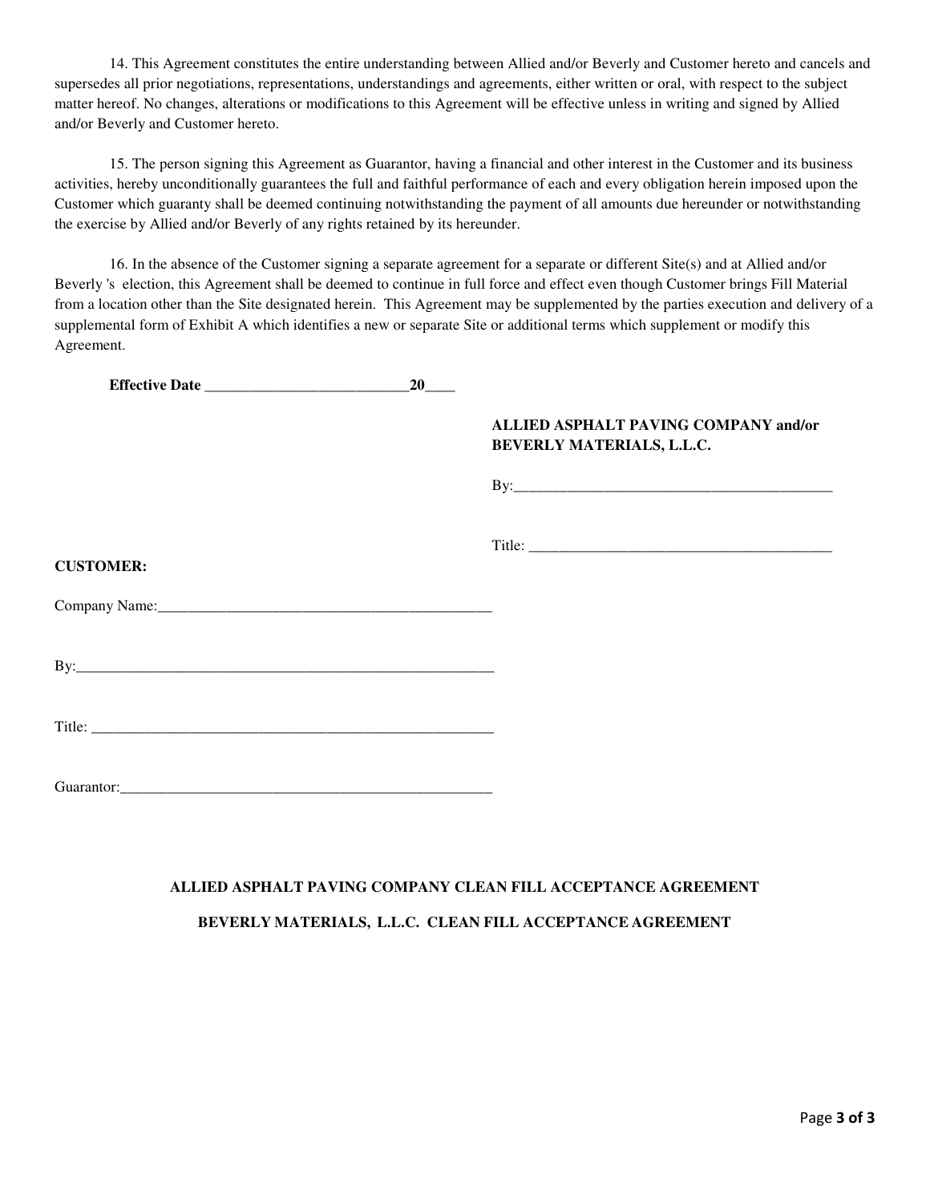14. This Agreement constitutes the entire understanding between Allied and/or Beverly and Customer hereto and cancels and supersedes all prior negotiations, representations, understandings and agreements, either written or oral, with respect to the subject matter hereof. No changes, alterations or modifications to this Agreement will be effective unless in writing and signed by Allied and/or Beverly and Customer hereto.

15. The person signing this Agreement as Guarantor, having a financial and other interest in the Customer and its business activities, hereby unconditionally guarantees the full and faithful performance of each and every obligation herein imposed upon the Customer which guaranty shall be deemed continuing notwithstanding the payment of all amounts due hereunder or notwithstanding the exercise by Allied and/or Beverly of any rights retained by its hereunder.

16. In the absence of the Customer signing a separate agreement for a separate or different Site(s) and at Allied and/or Beverly 's election, this Agreement shall be deemed to continue in full force and effect even though Customer brings Fill Material from a location other than the Site designated herein. This Agreement may be supplemented by the parties execution and delivery of a supplemental form of Exhibit A which identifies a new or separate Site or additional terms which supplement or modify this Agreement.

**Effective Date ___________________________20____**

**ALLIED ASPHALT PAVING COMPANY and/or BEVERLY MATERIALS, L.L.C.**

By:___________________________________________

Title: _________________________________________

**CUSTOMER:**

Company Name:_____________________________________________

By:_________________________________________________________

Title: ______________________________________________________

Guarantor:___________________________________________________

**ALLIED ASPHALT PAVING COMPANY CLEAN FILL ACCEPTANCE AGREEMENT**

**BEVERLY MATERIALS, L.L.C. CLEAN FILL ACCEPTANCE AGREEMENT**